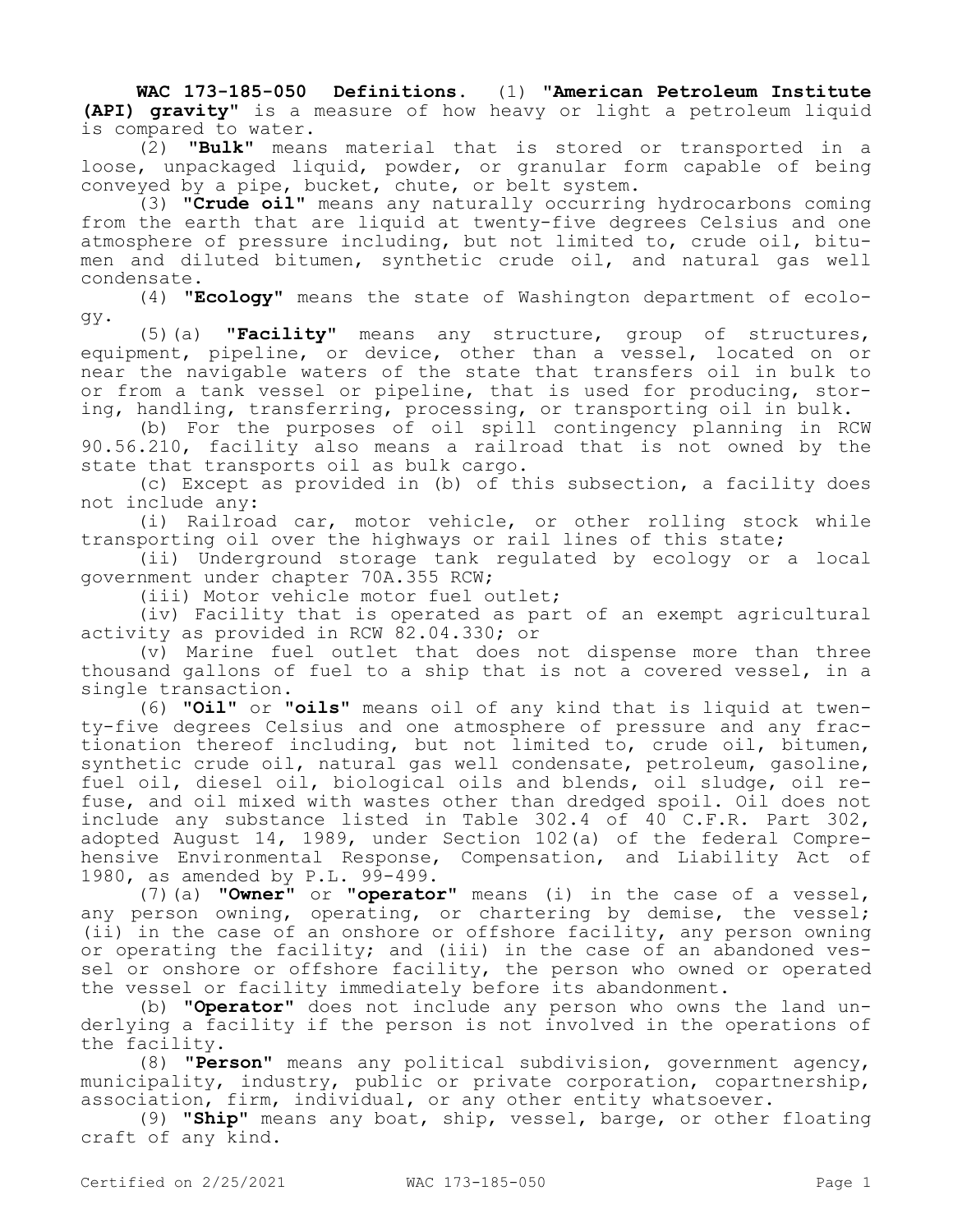**WAC 173-185-050 Definitions.** (1) **"American Petroleum Institute (API) gravity"** is a measure of how heavy or light a petroleum liquid is compared to water.

(2) **"Bulk"** means material that is stored or transported in a loose, unpackaged liquid, powder, or granular form capable of being conveyed by a pipe, bucket, chute, or belt system.

(3) **"Crude oil"** means any naturally occurring hydrocarbons coming from the earth that are liquid at twenty-five degrees Celsius and one atmosphere of pressure including, but not limited to, crude oil, bitumen and diluted bitumen, synthetic crude oil, and natural gas well condensate.

(4) **"Ecology"** means the state of Washington department of ecology.

(5)(a) **"Facility"** means any structure, group of structures, equipment, pipeline, or device, other than a vessel, located on or near the navigable waters of the state that transfers oil in bulk to or from a tank vessel or pipeline, that is used for producing, storing, handling, transferring, processing, or transporting oil in bulk.

(b) For the purposes of oil spill contingency planning in RCW 90.56.210, facility also means a railroad that is not owned by the state that transports oil as bulk cargo.

(c) Except as provided in (b) of this subsection, a facility does not include any:

(i) Railroad car, motor vehicle, or other rolling stock while transporting oil over the highways or rail lines of this state;

(ii) Underground storage tank regulated by ecology or a local government under chapter 70A.355 RCW;

(iii) Motor vehicle motor fuel outlet;

(iv) Facility that is operated as part of an exempt agricultural activity as provided in RCW 82.04.330; or

(v) Marine fuel outlet that does not dispense more than three thousand gallons of fuel to a ship that is not a covered vessel, in a single transaction.

(6) **"Oil"** or **"oils"** means oil of any kind that is liquid at twenty-five degrees Celsius and one atmosphere of pressure and any fractionation thereof including, but not limited to, crude oil, bitumen, synthetic crude oil, natural gas well condensate, petroleum, gasoline, fuel oil, diesel oil, biological oils and blends, oil sludge, oil refuse, and oil mixed with wastes other than dredged spoil. Oil does not include any substance listed in Table 302.4 of 40 C.F.R. Part 302, adopted August 14, 1989, under Section 102(a) of the federal Comprehensive Environmental Response, Compensation, and Liability Act of 1980, as amended by P.L. 99-499.

(7)(a) **"Owner"** or **"operator"** means (i) in the case of a vessel, any person owning, operating, or chartering by demise, the vessel; (ii) in the case of an onshore or offshore facility, any person owning or operating the facility; and (iii) in the case of an abandoned vessel or onshore or offshore facility, the person who owned or operated the vessel or facility immediately before its abandonment.

(b) **"Operator"** does not include any person who owns the land underlying a facility if the person is not involved in the operations of the facility.

(8) **"Person"** means any political subdivision, government agency, municipality, industry, public or private corporation, copartnership, association, firm, individual, or any other entity whatsoever.

(9) **"Ship"** means any boat, ship, vessel, barge, or other floating craft of any kind.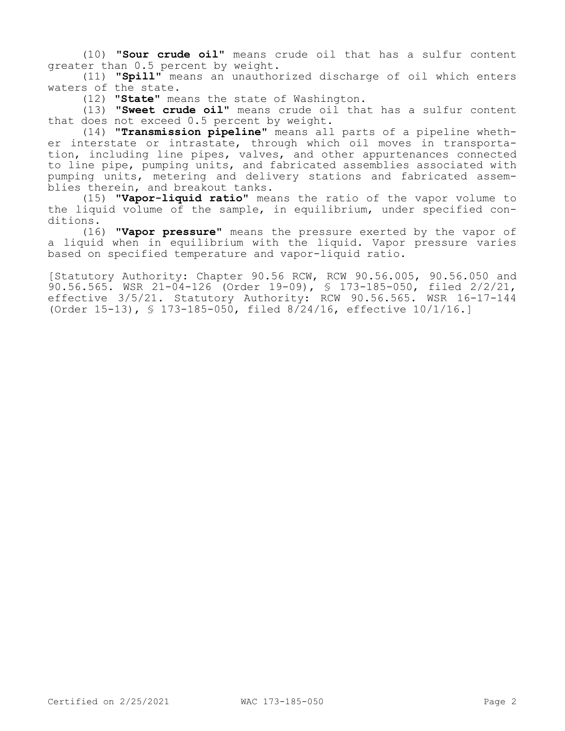(10) **"Sour crude oil"** means crude oil that has a sulfur content greater than 0.5 percent by weight.

(11) **"Spill"** means an unauthorized discharge of oil which enters waters of the state.

(12) **"State"** means the state of Washington.

(13) **"Sweet crude oil"** means crude oil that has a sulfur content that does not exceed 0.5 percent by weight.

(14) **"Transmission pipeline"** means all parts of a pipeline whether interstate or intrastate, through which oil moves in transportation, including line pipes, valves, and other appurtenances connected to line pipe, pumping units, and fabricated assemblies associated with pumping units, metering and delivery stations and fabricated assemblies therein, and breakout tanks.

(15) **"Vapor-liquid ratio"** means the ratio of the vapor volume to the liquid volume of the sample, in equilibrium, under specified conditions.

(16) **"Vapor pressure"** means the pressure exerted by the vapor of a liquid when in equilibrium with the liquid. Vapor pressure varies based on specified temperature and vapor-liquid ratio.

[Statutory Authority: Chapter 90.56 RCW, RCW 90.56.005, 90.56.050 and 90.56.565. WSR 21-04-126 (Order 19-09), § 173-185-050, filed 2/2/21, effective 3/5/21. Statutory Authority: RCW 90.56.565. WSR 16-17-144 (Order 15-13), § 173-185-050, filed 8/24/16, effective 10/1/16.]